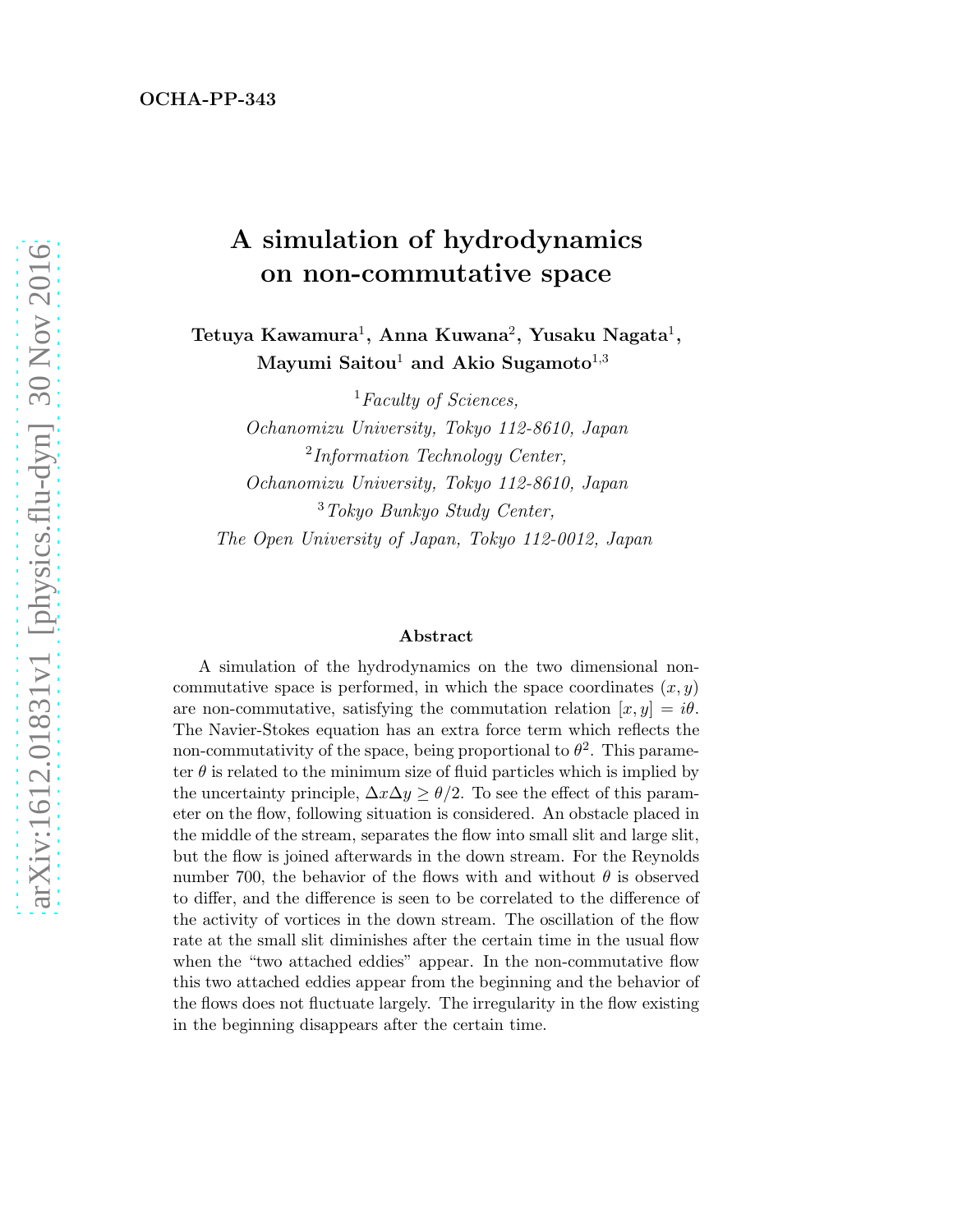OCHA-PP-343

# A simulation of hydrodynamics on non-commutative space

**Tetuya Kawamura[1], Anna Kuwana[2], Yusaku Nagata[1], Mayumi Saitou[1] and Akio Sugamoto[1,3]**

[1] *Faculty of Sciences, Ochanomizu University, Tokyo 112-8610, Japan*

[2] *Information Technology Center, Ochanomizu University, Tokyo 112-8610, Japan*

[3] *Tokyo Bunkyo Study Center, The Open University of Japan, Tokyo 112-0012, Japan*

## Abstract

A simulation of the hydrodynamics on the two dimensional non-commutative space is performed, in which the space coordinates $(x, y)$ are non-commutative, satisfying the commutation relation $[x, y] = i\theta$. The Navier-Stokes equation has an extra force term which reflects the non-commutativity of the space, being proportional to $\theta^2$. This parameter $\theta$ is related to the minimum size of fluid particles which is implied by the uncertainty principle, $\Delta x \Delta y \geq \theta/2$. To see the effect of this parameter on the flow, following situation is considered. An obstacle placed in the middle of the stream, separates the flow into small slit and large slit, but the flow is joined afterwards in the down stream. For the Reynolds number 700, the behavior of the flows with and without $\theta$ is observed to differ, and the difference is seen to be correlated to the difference of the activity of vortices in the down stream. The oscillation of the flow rate at the small slit diminishes after the certain time in the usual flow when the "two attached eddies" appear. In the non-commutative flow this two attached eddies appear from the beginning and the behavior of the flows does not fluctuate largely. The irregularity in the flow existing in the beginning disappears after the certain time.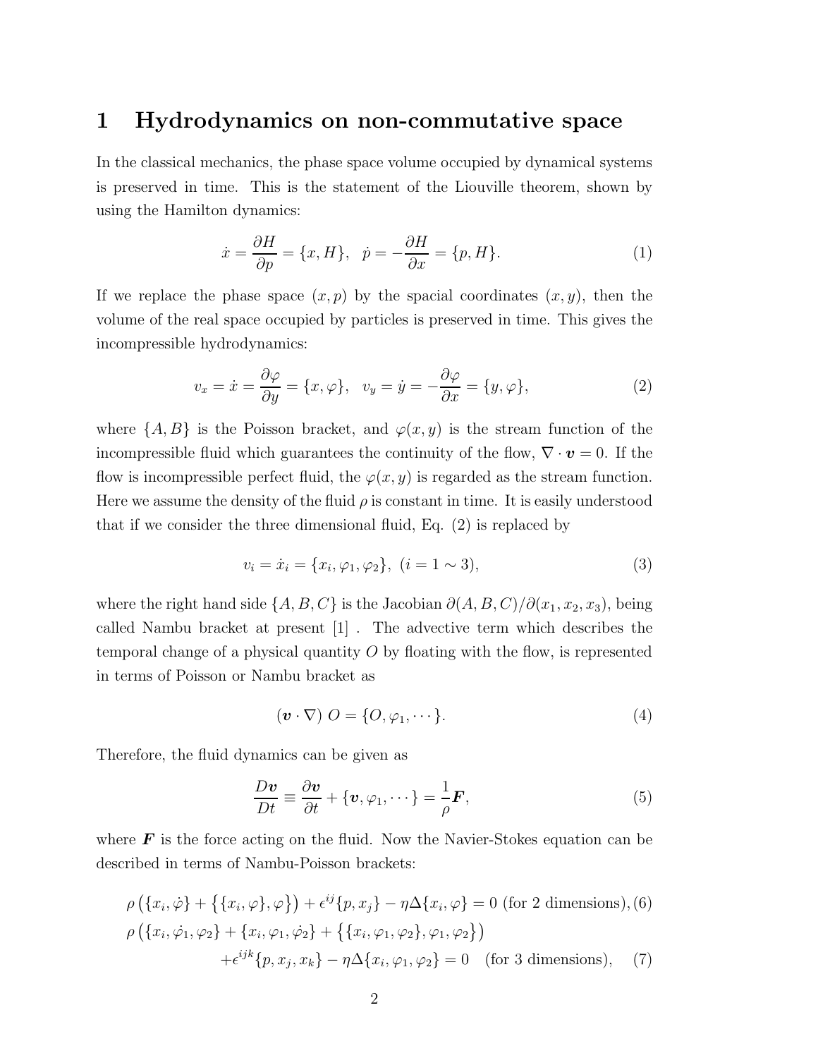# 1 Hydrodynamics on non-commutative space

In the classical mechanics, the phase space volume occupied by dynamical systems is preserved in time. This is the statement of the Liouville theorem, shown by using the Hamilton dynamics:

$$\dot{x} = \frac{\partial H}{\partial p} = \{x, H\}, \quad \dot{p} = -\frac{\partial H}{\partial x} = \{p, H\}. \tag{1}$$

If we replace the phase space $(x, p)$ by the spacial coordinates $(x, y)$, then the volume of the real space occupied by particles is preserved in time. This gives the incompressible hydrodynamics:

$$v_x = \dot{x} = \frac{\partial \varphi}{\partial y} = \{x, \varphi\}, \quad v_y = \dot{y} = -\frac{\partial \varphi}{\partial x} = \{y, \varphi\}, \tag{2}$$

where $\{A, B\}$ is the Poisson bracket, and $\varphi(x, y)$ is the stream function of the incompressible fluid which guarantees the continuity of the flow, $\nabla \cdot \boldsymbol{v} = 0$. If the flow is incompressible perfect fluid, the $\varphi(x, y)$ is regarded as the stream function. Here we assume the density of the fluid $\rho$ is constant in time. It is easily understood that if we consider the three dimensional fluid, Eq. (2) is replaced by

$$v_i = \dot{x}_i = \{x_i, \varphi_1, \varphi_2\}, \ (i = 1 \sim 3), \tag{3}$$

where the right hand side $\{A, B, C\}$ is the Jacobian $\partial(A, B, C)/\partial(x_1, x_2, x_3)$, being called Nambu bracket at present [1] . The advective term which describes the temporal change of a physical quantity $O$ by floating with the flow, is represented in terms of Poisson or Nambu bracket as

$$(\boldsymbol{v} \cdot \nabla)\ O = \{O, \varphi_1, \cdots\}. \tag{4}$$

Therefore, the fluid dynamics can be given as

$$\frac{D\boldsymbol{v}}{Dt} \equiv \frac{\partial \boldsymbol{v}}{\partial t} + \{\boldsymbol{v}, \varphi_1, \cdots\} = \frac{1}{\rho}\boldsymbol{F}, \tag{5}$$

where $\boldsymbol{F}$ is the force acting on the fluid. Now the Navier-Stokes equation can be described in terms of Nambu-Poisson brackets:

$$\rho\left(\{x_i, \dot{\varphi}\} + \left\{\{x_i, \varphi\}, \varphi\right\}\right) + \epsilon^{ij}\{p, x_j\} - \eta\Delta\{x_i, \varphi\} = 0 \text{ (for 2 dimensions)}, \tag{6}$$

$$\rho\left(\{x_i, \dot{\varphi}_1, \varphi_2\} + \{x_i, \varphi_1, \dot{\varphi}_2\} + \left\{\{x_i, \varphi_1, \varphi_2\}, \varphi_1, \varphi_2\right\}\right) + \epsilon^{ijk}\{p, x_j, x_k\} - \eta\Delta\{x_i, \varphi_1, \varphi_2\} = 0 \quad \text{(for 3 dimensions)}, \tag{7}$$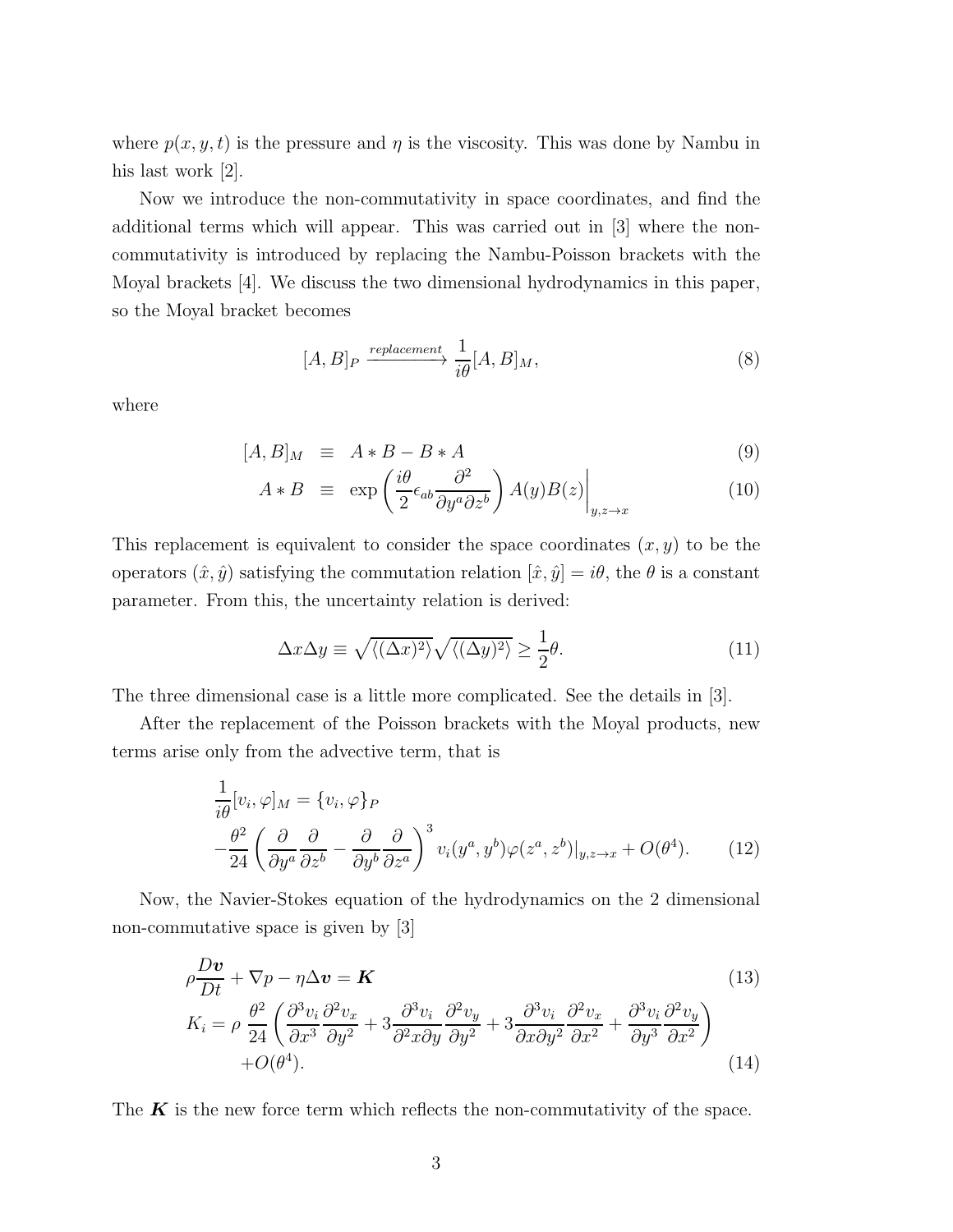where $p(x, y, t)$ is the pressure and $\eta$ is the viscosity. This was done by Nambu in his last work [2].

Now we introduce the non-commutativity in space coordinates, and find the additional terms which will appear. This was carried out in [3] where the non-commutativity is introduced by replacing the Nambu-Poisson brackets with the Moyal brackets [4]. We discuss the two dimensional hydrodynamics in this paper, so the Moyal bracket becomes

$$[A, B]_P \xrightarrow{replacement} \frac{1}{i\theta}[A, B]_M, \tag{8}$$

where

$$\begin{aligned} [A, B]_M &\equiv A * B - B * A & (9) \\ A * B &\equiv \exp\left(\frac{i\theta}{2}\epsilon_{ab}\frac{\partial^2}{\partial y^a \partial z^b}\right) A(y)B(z)\bigg|_{y,z\to x} & (10) \end{aligned}$$

This replacement is equivalent to consider the space coordinates $(x, y)$ to be the operators $(\hat{x}, \hat{y})$ satisfying the commutation relation $[\hat{x}, \hat{y}] = i\theta$, the $\theta$ is a constant parameter. From this, the uncertainty relation is derived:

$$\Delta x \Delta y \equiv \sqrt{\langle(\Delta x)^2\rangle}\sqrt{\langle(\Delta y)^2\rangle} \geq \frac{1}{2}\theta. \tag{11}$$

The three dimensional case is a little more complicated. See the details in [3].

After the replacement of the Poisson brackets with the Moyal products, new terms arise only from the advective term, that is

$$\begin{aligned} &\frac{1}{i\theta}[v_i, \varphi]_M = \{v_i, \varphi\}_P \\ &-\frac{\theta^2}{24}\left(\frac{\partial}{\partial y^a}\frac{\partial}{\partial z^b} - \frac{\partial}{\partial y^b}\frac{\partial}{\partial z^a}\right)^3 v_i(y^a, y^b)\varphi(z^a, z^b)|_{y,z\to x} + O(\theta^4). \end{aligned} \tag{12}$$

Now, the Navier-Stokes equation of the hydrodynamics on the 2 dimensional non-commutative space is given by [3]

$$\rho\frac{D\boldsymbol{v}}{Dt} + \nabla p - \eta\Delta\boldsymbol{v} = \boldsymbol{K} \tag{13}$$

$$\begin{aligned} K_i = \rho\ &\frac{\theta^2}{24}\left(\frac{\partial^3 v_i}{\partial x^3}\frac{\partial^2 v_x}{\partial y^2} + 3\frac{\partial^3 v_i}{\partial^2 x \partial y}\frac{\partial^2 v_y}{\partial y^2} + 3\frac{\partial^3 v_i}{\partial x \partial y^2}\frac{\partial^2 v_x}{\partial x^2} + \frac{\partial^3 v_i}{\partial y^3}\frac{\partial^2 v_y}{\partial x^2}\right) \\ &+O(\theta^4). \end{aligned} \tag{14}$$

The $\boldsymbol{K}$ is the new force term which reflects the non-commutativity of the space.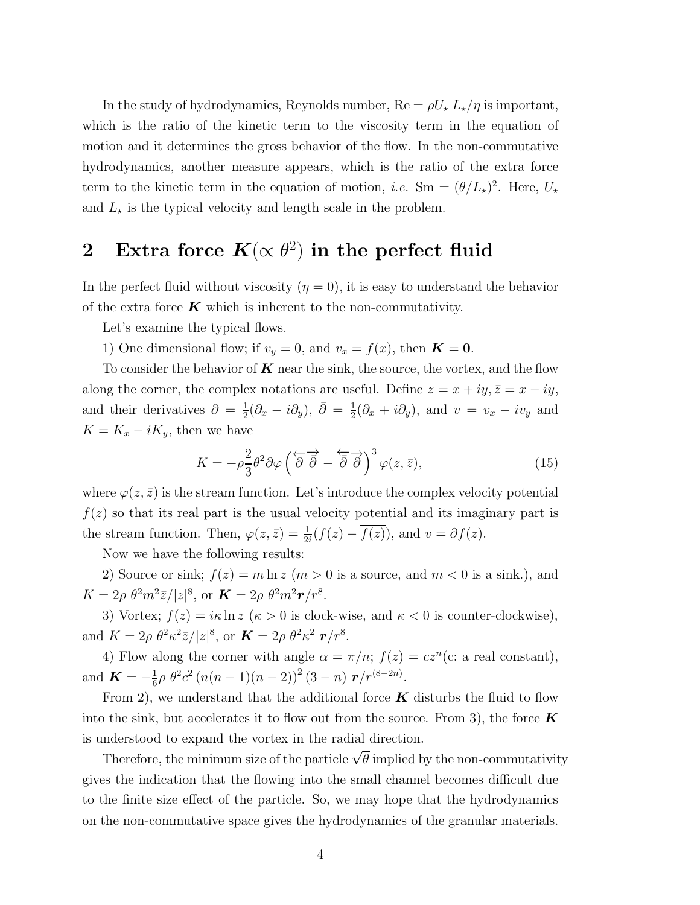In the study of hydrodynamics, Reynolds number, $\mathrm{Re} = \rho U_\star L_\star/\eta$ is important, which is the ratio of the kinetic term to the viscosity term in the equation of motion and it determines the gross behavior of the flow. In the non-commutative hydrodynamics, another measure appears, which is the ratio of the extra force term to the kinetic term in the equation of motion, *i.e.* $\mathrm{Sm} = (\theta/L_\star)^2$. Here, $U_\star$ and $L_\star$ is the typical velocity and length scale in the problem.

## 2 Extra force $\boldsymbol{K}(\propto \theta^2)$ in the perfect fluid

In the perfect fluid without viscosity ($\eta = 0$), it is easy to understand the behavior of the extra force $\boldsymbol{K}$ which is inherent to the non-commutativity.

Let's examine the typical flows.

1) One dimensional flow; if $v_y = 0$, and $v_x = f(x)$, then $\boldsymbol{K} = \boldsymbol{0}$.

To consider the behavior of $\boldsymbol{K}$ near the sink, the source, the vortex, and the flow along the corner, the complex notations are useful. Define $z = x + iy, \bar{z} = x - iy$, and their derivatives $\partial = \frac{1}{2}(\partial_x - i\partial_y)$, $\bar{\partial} = \frac{1}{2}(\partial_x + i\partial_y)$, and $v = v_x - iv_y$ and $K = K_x - iK_y$, then we have

$$K = -\rho\frac{2}{3}\theta^2\partial\varphi\left(\overleftarrow{\partial}\overrightarrow{\bar{\partial}} - \overleftarrow{\bar{\partial}}\overrightarrow{\partial}\right)^3\varphi(z,\bar{z}), \tag{15}$$

where $\varphi(z,\bar{z})$ is the stream function. Let's introduce the complex velocity potential $f(z)$ so that its real part is the usual velocity potential and its imaginary part is the stream function. Then, $\varphi(z,\bar{z}) = \frac{1}{2i}(f(z) - \overline{f(z)})$, and $v = \partial f(z)$.

Now we have the following results:

2) Source or sink; $f(z) = m\ln z$ ($m > 0$ is a source, and $m < 0$ is a sink.), and $K = 2\rho\,\theta^2 m^2\bar{z}/|z|^8$, or $\boldsymbol{K} = 2\rho\,\theta^2 m^2\boldsymbol{r}/r^8$.

3) Vortex; $f(z) = i\kappa\ln z$ ($\kappa > 0$ is clock-wise, and $\kappa < 0$ is counter-clockwise), and $K = 2\rho\,\theta^2\kappa^2\bar{z}/|z|^8$, or $\boldsymbol{K} = 2\rho\,\theta^2\kappa^2\,\boldsymbol{r}/r^8$.

4) Flow along the corner with angle $\alpha = \pi/n$; $f(z) = cz^n$(c: a real constant), and $\boldsymbol{K} = -\frac{1}{6}\rho\,\theta^2 c^2\left(n(n-1)(n-2)\right)^2(3-n)\,\boldsymbol{r}/r^{(8-2n)}$.

From 2), we understand that the additional force $\boldsymbol{K}$ disturbs the fluid to flow into the sink, but accelerates it to flow out from the source. From 3), the force $\boldsymbol{K}$ is understood to expand the vortex in the radial direction.

Therefore, the minimum size of the particle $\sqrt{\theta}$ implied by the non-commutativity gives the indication that the flowing into the small channel becomes difficult due to the finite size effect of the particle. So, we may hope that the hydrodynamics on the non-commutative space gives the hydrodynamics of the granular materials.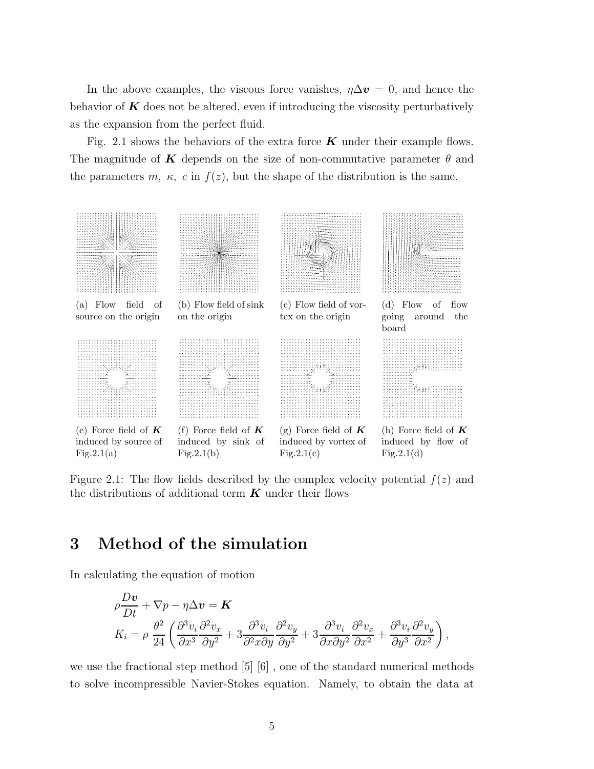In the above examples, the viscous force vanishes, $\eta\Delta\boldsymbol{v} = 0$, and hence the behavior of $\boldsymbol{K}$ does not be altered, even if introducing the viscosity perturbatively as the expansion from the perfect fluid.

Fig. 2.1 shows the behaviors of the extra force $\boldsymbol{K}$ under their example flows. The magnitude of $\boldsymbol{K}$ depends on the size of non-commutative parameter $\theta$ and the parameters $m$, $\kappa$, $c$ in $f(z)$, but the shape of the distribution is the same.

(a) Flow field of source on the origin

(b) Flow field of sink on the origin

(c) Flow field of vortex on the origin

(d) Flow of flow going around the board

(e) Force field of $\boldsymbol{K}$ induced by source of Fig.2.1(a)

(f) Force field of $\boldsymbol{K}$ induced by sink of Fig.2.1(b)

(g) Force field of $\boldsymbol{K}$ induced by vortex of Fig.2.1(c)

(h) Force field of $\boldsymbol{K}$ induced by flow of Fig.2.1(d)

Figure 2.1: The flow fields described by the complex velocity potential $f(z)$ and the distributions of additional term $\boldsymbol{K}$ under their flows

# 3 Method of the simulation

In calculating the equation of motion

$$
\rho\frac{D\boldsymbol{v}}{Dt} + \nabla p - \eta\Delta\boldsymbol{v} = \boldsymbol{K}
$$

$$
K_i = \rho\,\frac{\theta^2}{24}\left(\frac{\partial^3 v_i}{\partial x^3}\frac{\partial^2 v_x}{\partial y^2} + 3\frac{\partial^3 v_i}{\partial^2 x\partial y}\frac{\partial^2 v_y}{\partial y^2} + 3\frac{\partial^3 v_i}{\partial x\partial y^2}\frac{\partial^2 v_x}{\partial x^2} + \frac{\partial^3 v_i}{\partial y^3}\frac{\partial^2 v_y}{\partial x^2}\right),
$$

we use the fractional step method [5] [6] , one of the standard numerical methods to solve incompressible Navier-Stokes equation. Namely, to obtain the data at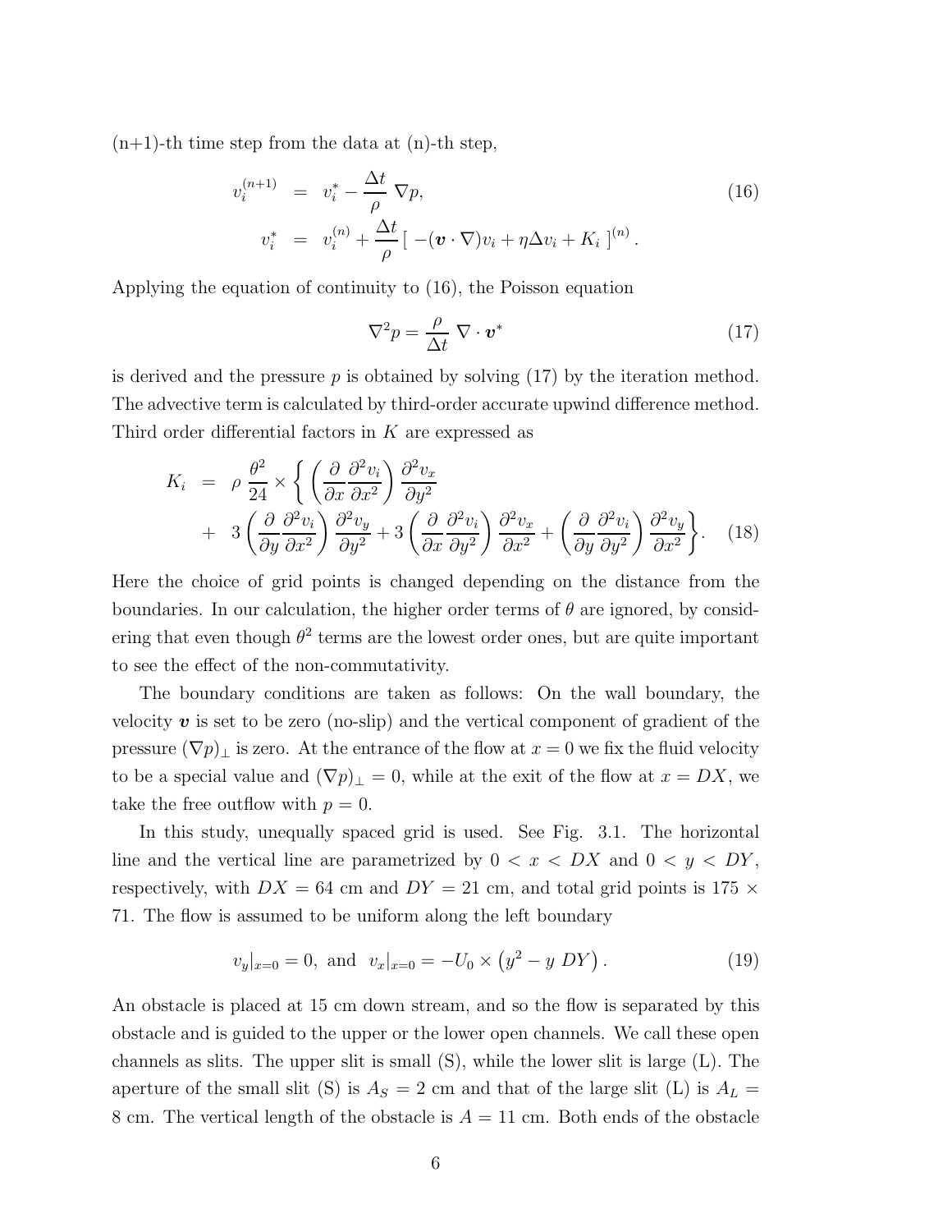(n+1)-th time step from the data at (n)-th step,

$$
\begin{aligned}
v_i^{(n+1)} &= v_i^* - \frac{\Delta t}{\rho}\, \nabla p, \\
v_i^* &= v_i^{(n)} + \frac{\Delta t}{\rho} \left[\, -(\boldsymbol{v}\cdot\nabla)v_i + \eta \Delta v_i + K_i \,\right]^{(n)} .
\end{aligned}
\tag{16}
$$

Applying the equation of continuity to (16), the Poisson equation

$$
\nabla^2 p = \frac{\rho}{\Delta t}\, \nabla \cdot \boldsymbol{v}^* \tag{17}
$$

is derived and the pressure $p$ is obtained by solving (17) by the iteration method. The advective term is calculated by third-order accurate upwind difference method. Third order differential factors in $K$ are expressed as

$$
\begin{aligned}
K_i &= \rho\, \frac{\theta^2}{24} \times \left\{ \left( \frac{\partial}{\partial x} \frac{\partial^2 v_i}{\partial x^2} \right) \frac{\partial^2 v_x}{\partial y^2} \right. \\
&+ \left. 3 \left( \frac{\partial}{\partial y} \frac{\partial^2 v_i}{\partial x^2} \right) \frac{\partial^2 v_y}{\partial y^2} + 3 \left( \frac{\partial}{\partial x} \frac{\partial^2 v_i}{\partial y^2} \right) \frac{\partial^2 v_x}{\partial x^2} + \left( \frac{\partial}{\partial y} \frac{\partial^2 v_i}{\partial y^2} \right) \frac{\partial^2 v_y}{\partial x^2} \right\} .
\end{aligned}
\tag{18}
$$

Here the choice of grid points is changed depending on the distance from the boundaries. In our calculation, the higher order terms of $\theta$ are ignored, by considering that even though $\theta^2$ terms are the lowest order ones, but are quite important to see the effect of the non-commutativity.

The boundary conditions are taken as follows: On the wall boundary, the velocity $\boldsymbol{v}$ is set to be zero (no-slip) and the vertical component of gradient of the pressure $(\nabla p)_\perp$ is zero. At the entrance of the flow at $x = 0$ we fix the fluid velocity to be a special value and $(\nabla p)_\perp = 0$, while at the exit of the flow at $x = DX$, we take the free outflow with $p = 0$.

In this study, unequally spaced grid is used. See Fig. 3.1. The horizontal line and the vertical line are parametrized by $0 < x < DX$ and $0 < y < DY$, respectively, with $DX = 64$ cm and $DY = 21$ cm, and total grid points is $175 \times 71$. The flow is assumed to be uniform along the left boundary

$$
v_y|_{x=0} = 0, \text{ and } \; v_x|_{x=0} = -U_0 \times \left( y^2 - y\; DY \right). \tag{19}
$$

An obstacle is placed at 15 cm down stream, and so the flow is separated by this obstacle and is guided to the upper or the lower open channels. We call these open channels as slits. The upper slit is small (S), while the lower slit is large (L). The aperture of the small slit (S) is $A_S = 2$ cm and that of the large slit (L) is $A_L = 8$ cm. The vertical length of the obstacle is $A = 11$ cm. Both ends of the obstacle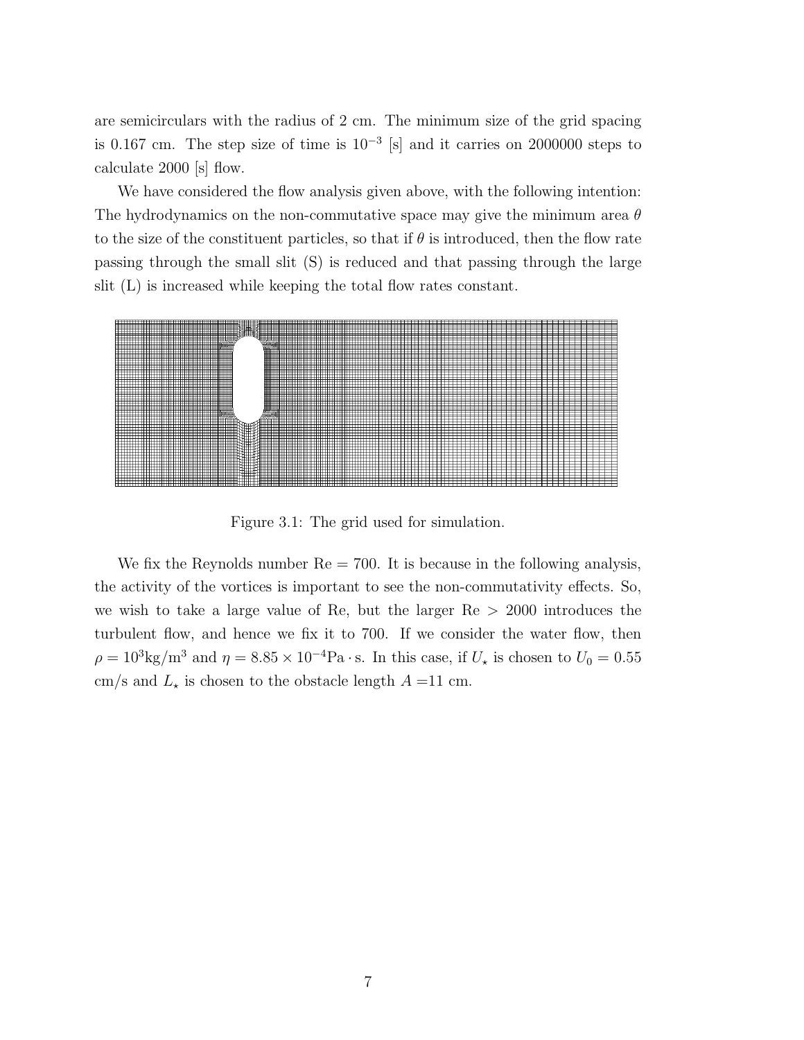are semicirculars with the radius of 2 cm. The minimum size of the grid spacing is 0.167 cm. The step size of time is $10^{-3}$ [s] and it carries on 2000000 steps to calculate 2000 [s] flow.

We have considered the flow analysis given above, with the following intention: The hydrodynamics on the non-commutative space may give the minimum area $\theta$ to the size of the constituent particles, so that if $\theta$ is introduced, then the flow rate passing through the small slit (S) is reduced and that passing through the large slit (L) is increased while keeping the total flow rates constant.

Figure 3.1: The grid used for simulation.

We fix the Reynolds number Re = 700. It is because in the following analysis, the activity of the vortices is important to see the non-commutativity effects. So, we wish to take a large value of Re, but the larger Re > 2000 introduces the turbulent flow, and hence we fix it to 700. If we consider the water flow, then $\rho = 10^3 \mathrm{kg/m}^3$ and $\eta = 8.85 \times 10^{-4} \mathrm{Pa \cdot s}$. In this case, if $U_\star$ is chosen to $U_0 = 0.55$ cm/s and $L_\star$ is chosen to the obstacle length $A$ =11 cm.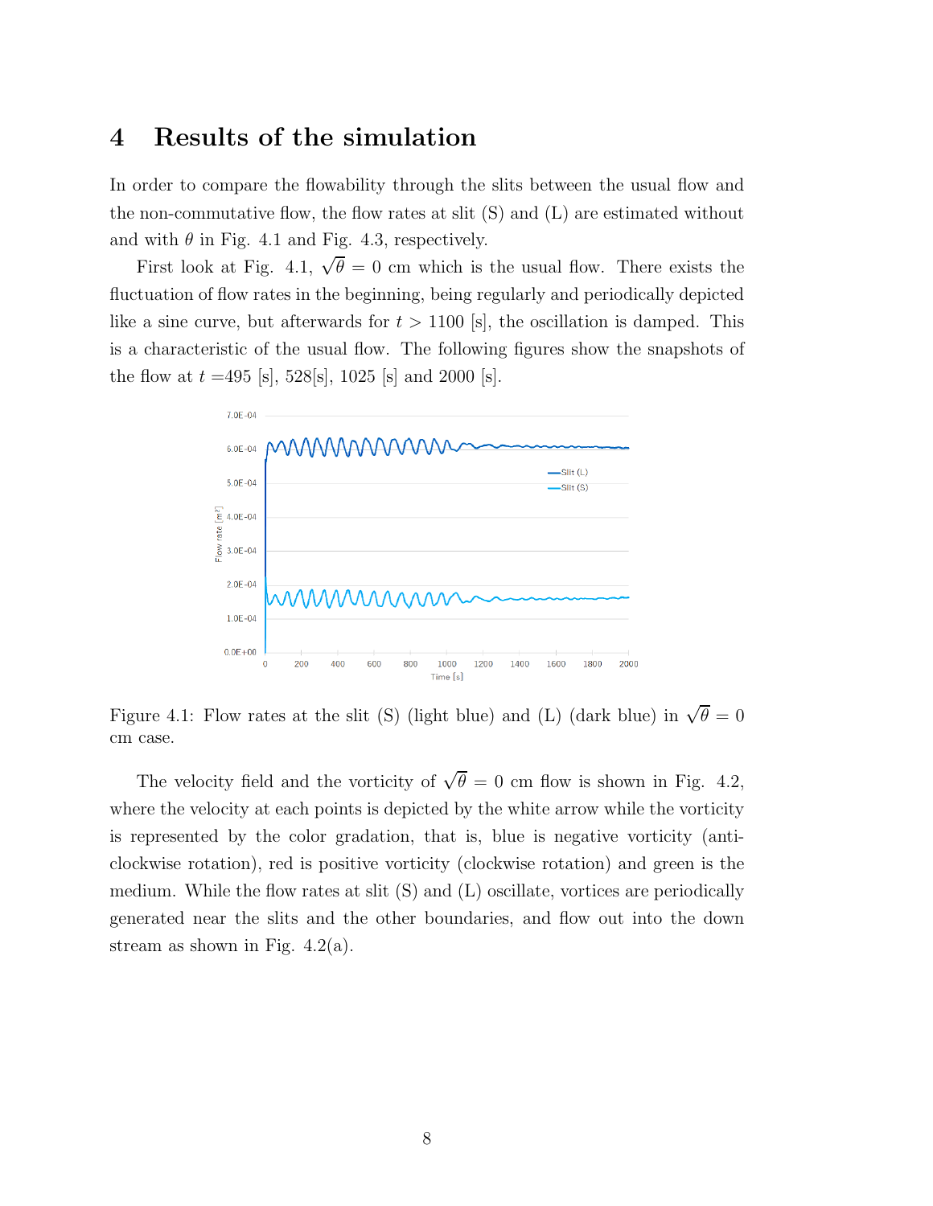# 4 Results of the simulation

In order to compare the flowability through the slits between the usual flow and the non-commutative flow, the flow rates at slit (S) and (L) are estimated without and with $\theta$ in Fig. 4.1 and Fig. 4.3, respectively.

First look at Fig. 4.1, $\sqrt{\theta} = 0$ cm which is the usual flow. There exists the fluctuation of flow rates in the beginning, being regularly and periodically depicted like a sine curve, but afterwards for $t > 1100$ [s], the oscillation is damped. This is a characteristic of the usual flow. The following figures show the snapshots of the flow at $t =$495 [s], 528[s], 1025 [s] and 2000 [s].

Figure 4.1: Flow rates at the slit (S) (light blue) and (L) (dark blue) in $\sqrt{\theta} = 0$ cm case.

The velocity field and the vorticity of $\sqrt{\theta} = 0$ cm flow is shown in Fig. 4.2, where the velocity at each points is depicted by the white arrow while the vorticity is represented by the color gradation, that is, blue is negative vorticity (anti-clockwise rotation), red is positive vorticity (clockwise rotation) and green is the medium. While the flow rates at slit (S) and (L) oscillate, vortices are periodically generated near the slits and the other boundaries, and flow out into the down stream as shown in Fig. 4.2(a).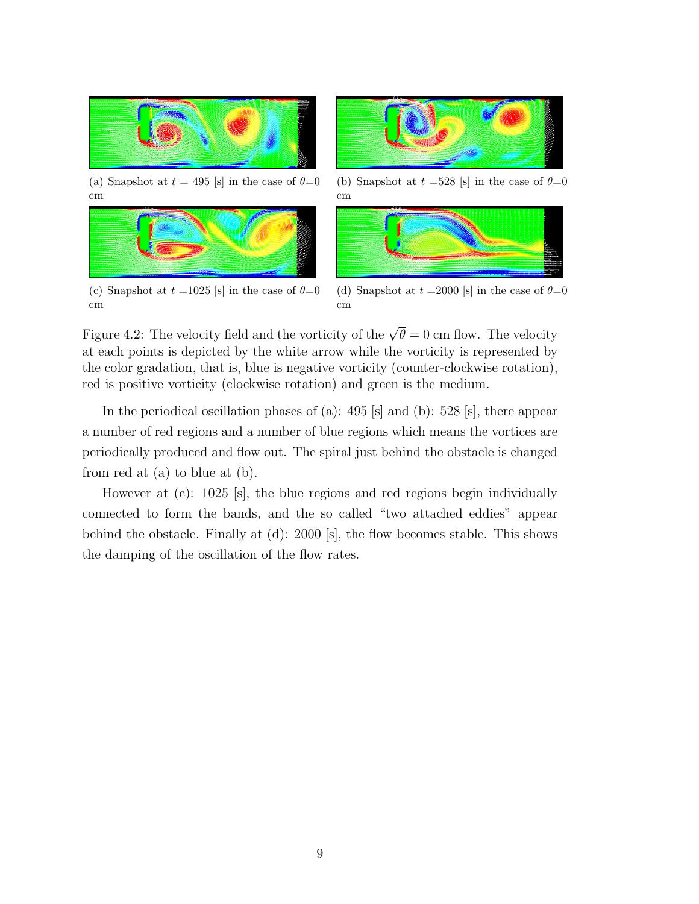(a) Snapshot at $t$ = 495 [s] in the case of $\theta$=0 cm

(b) Snapshot at $t$ =528 [s] in the case of $\theta$=0 cm

(c) Snapshot at $t$ =1025 [s] in the case of $\theta$=0 cm

(d) Snapshot at $t$ =2000 [s] in the case of $\theta$=0 cm

Figure 4.2: The velocity field and the vorticity of the $\sqrt{\theta} = 0$ cm flow. The velocity at each points is depicted by the white arrow while the vorticity is represented by the color gradation, that is, blue is negative vorticity (counter-clockwise rotation), red is positive vorticity (clockwise rotation) and green is the medium.

In the periodical oscillation phases of (a): 495 [s] and (b): 528 [s], there appear a number of red regions and a number of blue regions which means the vortices are periodically produced and flow out. The spiral just behind the obstacle is changed from red at (a) to blue at (b).

However at (c): 1025 [s], the blue regions and red regions begin individually connected to form the bands, and the so called "two attached eddies" appear behind the obstacle. Finally at (d): 2000 [s], the flow becomes stable. This shows the damping of the oscillation of the flow rates.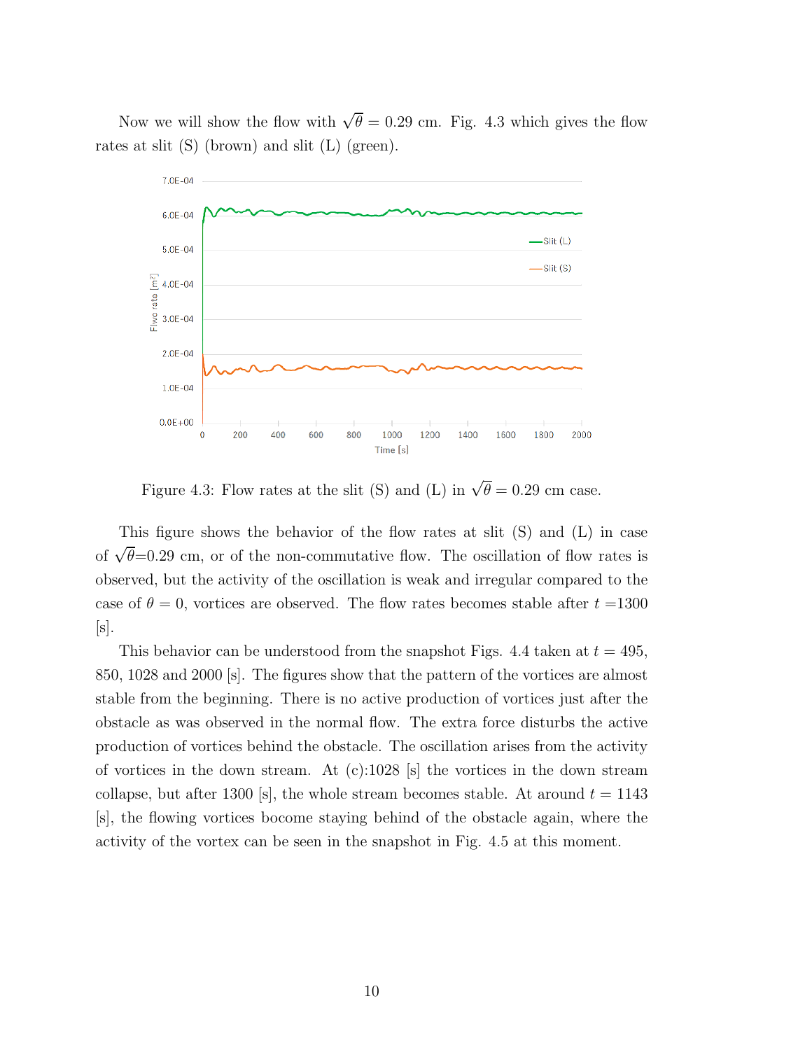Now we will show the flow with $\sqrt{\theta} = 0.29$ cm. Fig. 4.3 which gives the flow rates at slit (S) (brown) and slit (L) (green).

Figure 4.3: Flow rates at the slit (S) and (L) in $\sqrt{\theta} = 0.29$ cm case.

This figure shows the behavior of the flow rates at slit (S) and (L) in case of $\sqrt{\theta}$=0.29 cm, or of the non-commutative flow. The oscillation of flow rates is observed, but the activity of the oscillation is weak and irregular compared to the case of $\theta = 0$, vortices are observed. The flow rates becomes stable after $t$ =1300 [s].

This behavior can be understood from the snapshot Figs. 4.4 taken at $t$ = 495, 850, 1028 and 2000 [s]. The figures show that the pattern of the vortices are almost stable from the beginning. There is no active production of vortices just after the obstacle as was observed in the normal flow. The extra force disturbs the active production of vortices behind the obstacle. The oscillation arises from the activity of vortices in the down stream. At (c):1028 [s] the vortices in the down stream collapse, but after 1300 [s], the whole stream becomes stable. At around $t$ = 1143 [s], the flowing vortices bocome staying behind of the obstacle again, where the activity of the vortex can be seen in the snapshot in Fig. 4.5 at this moment.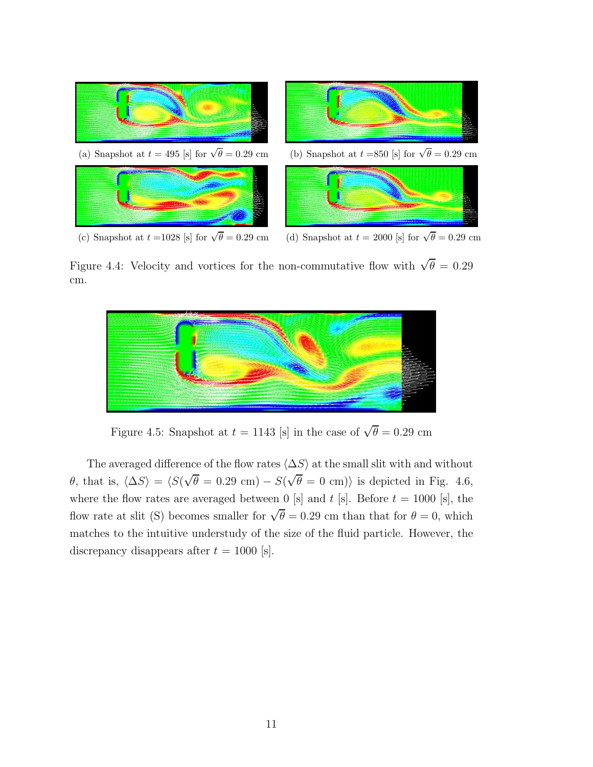(a) Snapshot at $t = 495$ [s] for $\sqrt{\theta} = 0.29$ cm

(b) Snapshot at $t$ =850 [s] for $\sqrt{\theta} = 0.29$ cm

(c) Snapshot at $t$ =1028 [s] for $\sqrt{\theta} = 0.29$ cm

(d) Snapshot at $t = 2000$ [s] for $\sqrt{\theta} = 0.29$ cm

Figure 4.4: Velocity and vortices for the non-commutative flow with $\sqrt{\theta} = 0.29$ cm.

Figure 4.5: Snapshot at $t = 1143$ [s] in the case of $\sqrt{\theta} = 0.29$ cm

The averaged difference of the flow rates $\langle \Delta S \rangle$ at the small slit with and without $\theta$, that is, $\langle \Delta S \rangle = \langle S(\sqrt{\theta} = 0.29 \text{ cm}) - S(\sqrt{\theta} = 0 \text{ cm}) \rangle$ is depicted in Fig. 4.6, where the flow rates are averaged between 0 [s] and $t$ [s]. Before $t = 1000$ [s], the flow rate at slit (S) becomes smaller for $\sqrt{\theta} = 0.29$ cm than that for $\theta = 0$, which matches to the intuitive understudy of the size of the fluid particle. However, the discrepancy disappears after $t = 1000$ [s].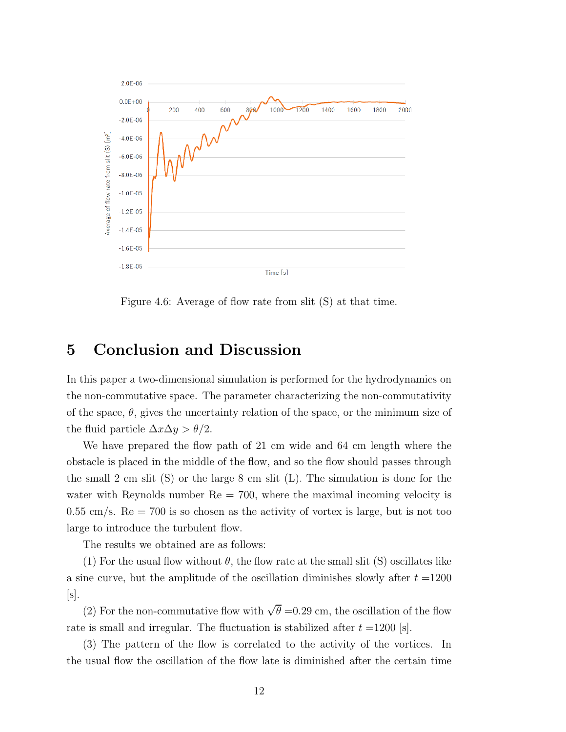Figure 4.6: Average of flow rate from slit (S) at that time.

# 5 Conclusion and Discussion

In this paper a two-dimensional simulation is performed for the hydrodynamics on the non-commutative space. The parameter characterizing the non-commutativity of the space, $\theta$, gives the uncertainty relation of the space, or the minimum size of the fluid particle $\Delta x \Delta y > \theta/2$.

We have prepared the flow path of 21 cm wide and 64 cm length where the obstacle is placed in the middle of the flow, and so the flow should passes through the small 2 cm slit (S) or the large 8 cm slit (L). The simulation is done for the water with Reynolds number Re = 700, where the maximal incoming velocity is 0.55 cm/s. Re = 700 is so chosen as the activity of vortex is large, but is not too large to introduce the turbulent flow.

The results we obtained are as follows:

(1) For the usual flow without $\theta$, the flow rate at the small slit (S) oscillates like a sine curve, but the amplitude of the oscillation diminishes slowly after $t$ =1200 [s].

(2) For the non-commutative flow with $\sqrt{\theta}$ =0.29 cm, the oscillation of the flow rate is small and irregular. The fluctuation is stabilized after $t$ =1200 [s].

(3) The pattern of the flow is correlated to the activity of the vortices. In the usual flow the oscillation of the flow late is diminished after the certain time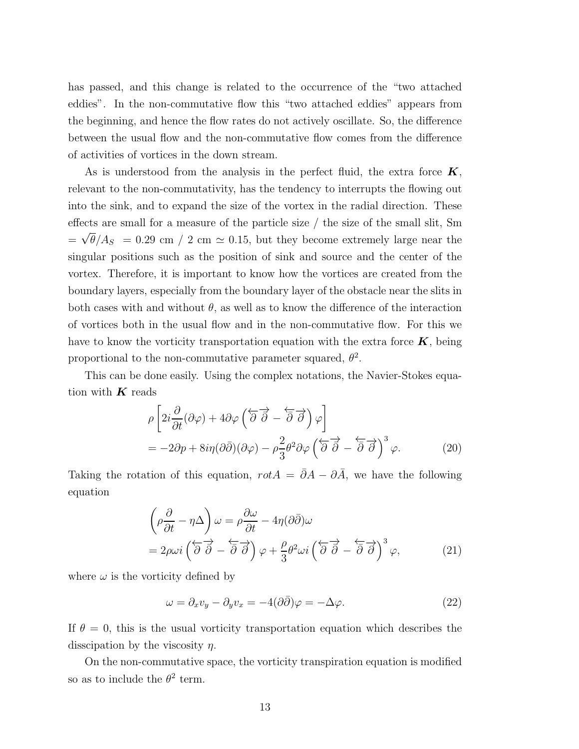has passed, and this change is related to the occurrence of the "two attached eddies". In the non-commutative flow this "two attached eddies" appears from the beginning, and hence the flow rates do not actively oscillate. So, the difference between the usual flow and the non-commutative flow comes from the difference of activities of vortices in the down stream.

As is understood from the analysis in the perfect fluid, the extra force $\boldsymbol{K}$, relevant to the non-commutativity, has the tendency to interrupts the flowing out into the sink, and to expand the size of the vortex in the radial direction. These effects are small for a measure of the particle size / the size of the small slit, Sm $= \sqrt{\theta}/A_S = 0.29$ cm / 2 cm $\simeq 0.15$, but they become extremely large near the singular positions such as the position of sink and source and the center of the vortex. Therefore, it is important to know how the vortices are created from the boundary layers, especially from the boundary layer of the obstacle near the slits in both cases with and without $\theta$, as well as to know the difference of the interaction of vortices both in the usual flow and in the non-commutative flow. For this we have to know the vorticity transportation equation with the extra force $\boldsymbol{K}$, being proportional to the non-commutative parameter squared, $\theta^2$.

This can be done easily. Using the complex notations, the Navier-Stokes equation with $\boldsymbol{K}$ reads

$$
\begin{aligned}
&\rho\left[2i\frac{\partial}{\partial t}(\partial\varphi) + 4\partial\varphi\left(\overleftarrow{\partial}\,\overrightarrow{\bar{\partial}} - \overleftarrow{\bar{\partial}}\,\overrightarrow{\partial}\right)\varphi\right] \\
&= -2\partial p + 8i\eta(\partial\bar{\partial})(\partial\varphi) - \rho\frac{2}{3}\theta^2\partial\varphi\left(\overleftarrow{\partial}\,\overrightarrow{\bar{\partial}} - \overleftarrow{\bar{\partial}}\,\overrightarrow{\partial}\right)^3\varphi. \qquad (20)
\end{aligned}
$$

Taking the rotation of this equation, $rotA = \bar{\partial}A - \partial\bar{A}$, we have the following equation

$$
\begin{aligned}
&\left(\rho\frac{\partial}{\partial t} - \eta\Delta\right)\omega = \rho\frac{\partial\omega}{\partial t} - 4\eta(\partial\bar{\partial})\omega \\
&= 2\rho\omega i\left(\overleftarrow{\partial}\,\overrightarrow{\bar{\partial}} - \overleftarrow{\bar{\partial}}\,\overrightarrow{\partial}\right)\varphi + \frac{\rho}{3}\theta^2\omega i\left(\overleftarrow{\partial}\,\overrightarrow{\bar{\partial}} - \overleftarrow{\bar{\partial}}\,\overrightarrow{\partial}\right)^3\varphi, \qquad (21)
\end{aligned}
$$

where $\omega$ is the vorticity defined by

$$
\omega = \partial_x v_y - \partial_y v_x = -4(\partial\bar{\partial})\varphi = -\Delta\varphi. \qquad (22)
$$

If $\theta = 0$, this is the usual vorticity transportation equation which describes the disscipation by the viscosity $\eta$.

On the non-commutative space, the vorticity transpiration equation is modified so as to include the $\theta^2$ term.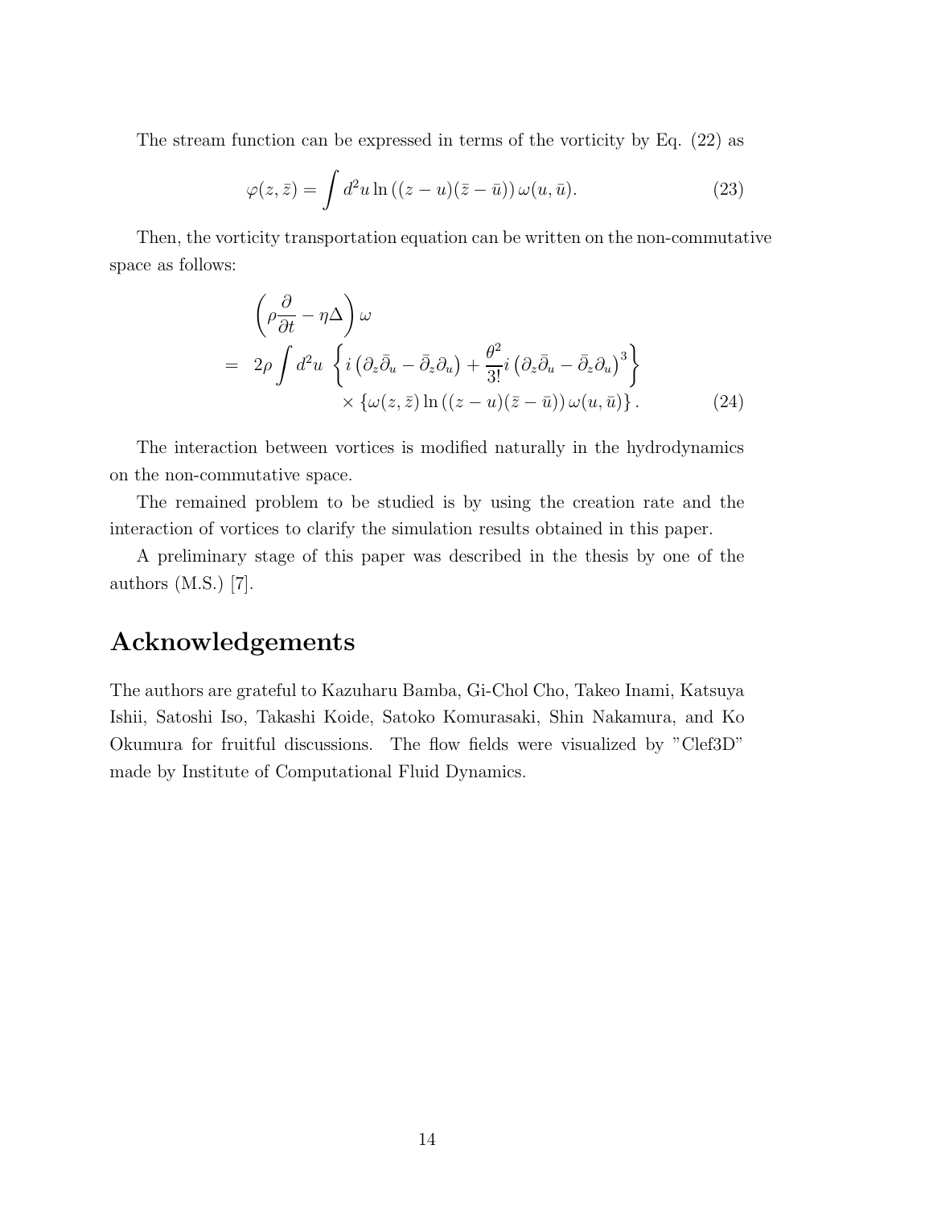The stream function can be expressed in terms of the vorticity by Eq. (22) as

$$\varphi(z, \bar{z}) = \int d^2u \ln\left((z-u)(\bar{z}-\bar{u})\right)\omega(u, \bar{u}). \tag{23}$$

Then, the vorticity transportation equation can be written on the non-commutative space as follows:

$$\begin{aligned}
&\left(\rho \frac{\partial}{\partial t} - \eta \Delta\right)\omega \\
&= \ 2\rho \int d^2u \ \left\{ i\left(\partial_z \bar{\partial}_u - \bar{\partial}_z \partial_u\right) + \frac{\theta^2}{3!} i \left(\partial_z \bar{\partial}_u - \bar{\partial}_z \partial_u\right)^3 \right\} \\
&\qquad\qquad \times \left\{\omega(z, \bar{z}) \ln\left((z-u)(\bar{z}-\bar{u})\right)\omega(u, \bar{u})\right\}.
\end{aligned} \tag{24}$$

The interaction between vortices is modified naturally in the hydrodynamics on the non-commutative space.

The remained problem to be studied is by using the creation rate and the interaction of vortices to clarify the simulation results obtained in this paper.

A preliminary stage of this paper was described in the thesis by one of the authors (M.S.) [7].

# Acknowledgements

The authors are grateful to Kazuharu Bamba, Gi-Chol Cho, Takeo Inami, Katsuya Ishii, Satoshi Iso, Takashi Koide, Satoko Komurasaki, Shin Nakamura, and Ko Okumura for fruitful discussions. The flow fields were visualized by "Clef3D" made by Institute of Computational Fluid Dynamics.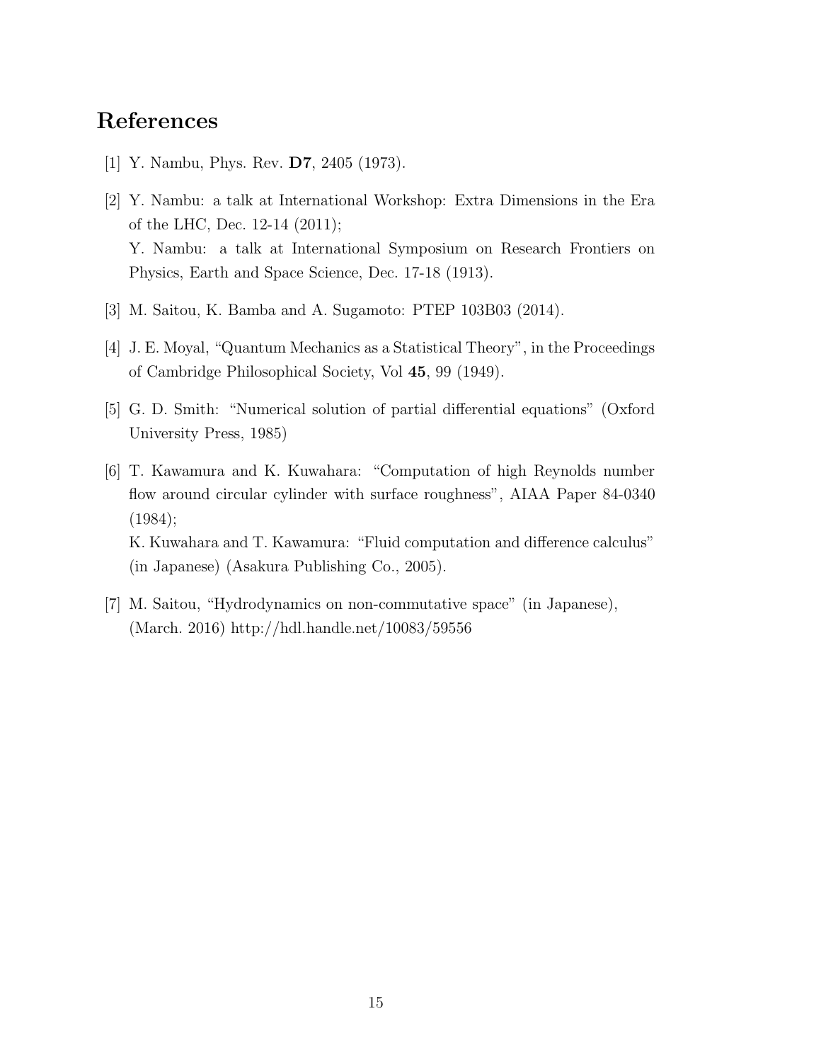## References

[1] Y. Nambu, Phys. Rev. **D7**, 2405 (1973).

[2] Y. Nambu: a talk at International Workshop: Extra Dimensions in the Era of the LHC, Dec. 12-14 (2011);
Y. Nambu: a talk at International Symposium on Research Frontiers on Physics, Earth and Space Science, Dec. 17-18 (1913).

[3] M. Saitou, K. Bamba and A. Sugamoto: PTEP 103B03 (2014).

[4] J. E. Moyal, "Quantum Mechanics as a Statistical Theory", in the Proceedings of Cambridge Philosophical Society, Vol **45**, 99 (1949).

[5] G. D. Smith: "Numerical solution of partial differential equations" (Oxford University Press, 1985)

[6] T. Kawamura and K. Kuwahara: "Computation of high Reynolds number flow around circular cylinder with surface roughness", AIAA Paper 84-0340 (1984);
K. Kuwahara and T. Kawamura: "Fluid computation and difference calculus" (in Japanese) (Asakura Publishing Co., 2005).

[7] M. Saitou, "Hydrodynamics on non-commutative space" (in Japanese), (March. 2016) http://hdl.handle.net/10083/59556